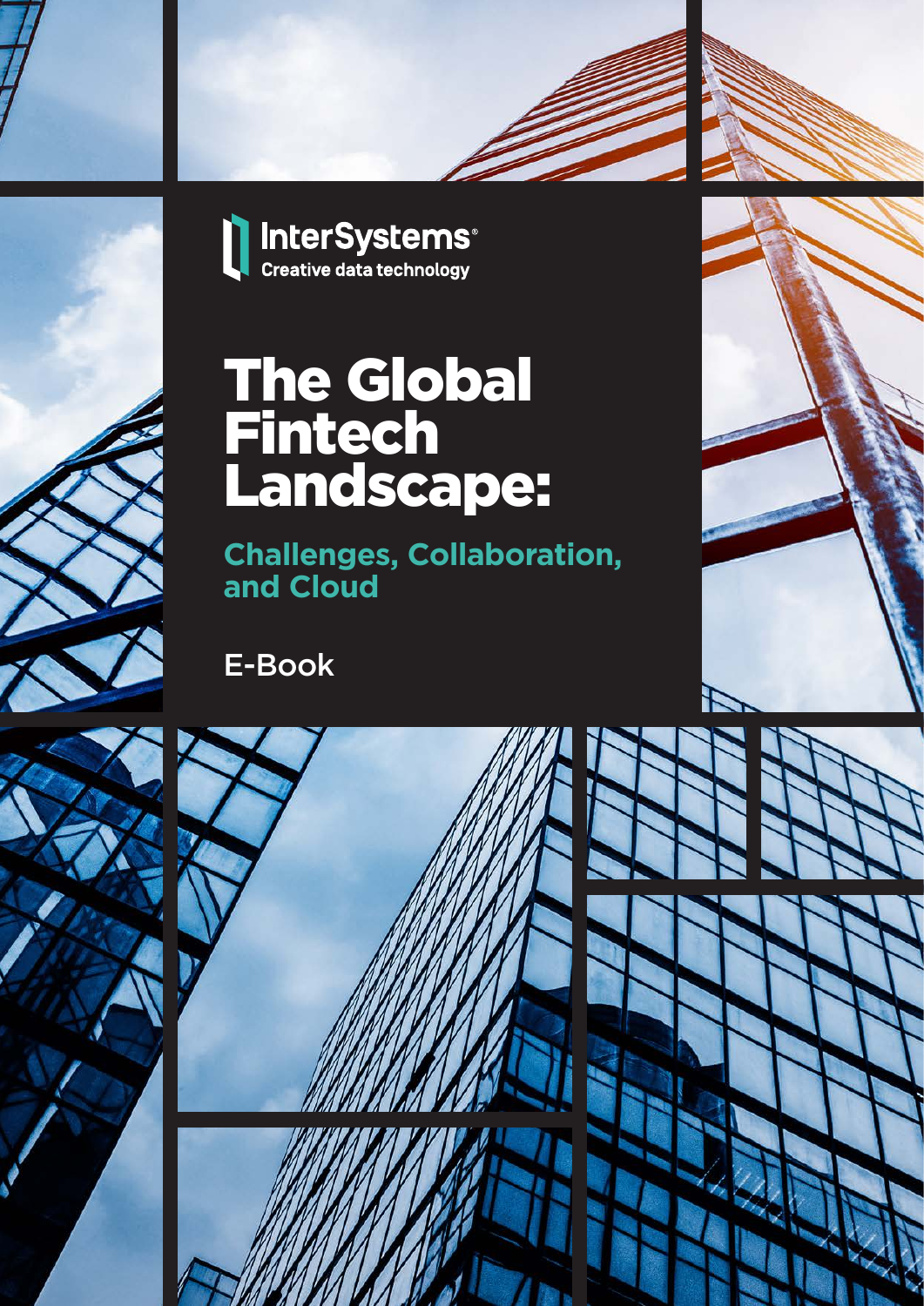InterSystems®
Creative data technology

# The Global Fintech Landscape:

## Challenges, Collaboration, and Cloud

E-Book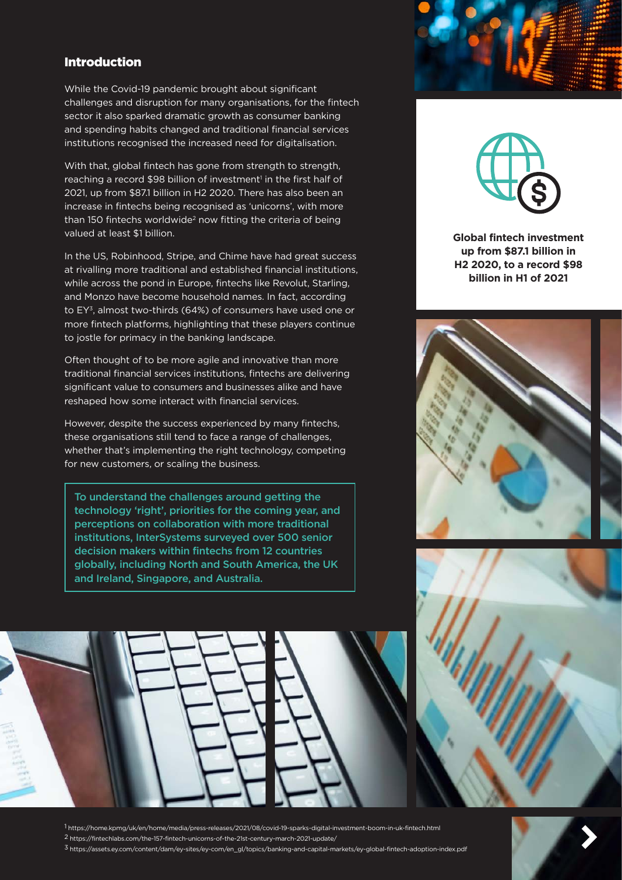## Introduction

While the Covid-19 pandemic brought about significant challenges and disruption for many organisations, for the fintech sector it also sparked dramatic growth as consumer banking and spending habits changed and traditional financial services institutions recognised the increased need for digitalisation.

With that, global fintech has gone from strength to strength, reaching a record $98 billion of investment[1] in the first half of 2021, up from $87.1 billion in H2 2020. There has also been an increase in fintechs being recognised as 'unicorns', with more than 150 fintechs worldwide[2] now fitting the criteria of being valued at least $1 billion.

In the US, Robinhood, Stripe, and Chime have had great success at rivalling more traditional and established financial institutions, while across the pond in Europe, fintechs like Revolut, Starling, and Monzo have become household names. In fact, according to EY[3], almost two-thirds (64%) of consumers have used one or more fintech platforms, highlighting that these players continue to jostle for primacy in the banking landscape.

Often thought of to be more agile and innovative than more traditional financial services institutions, fintechs are delivering significant value to consumers and businesses alike and have reshaped how some interact with financial services.

However, despite the success experienced by many fintechs, these organisations still tend to face a range of challenges, whether that's implementing the right technology, competing for new customers, or scaling the business.

To understand the challenges around getting the technology 'right', priorities for the coming year, and perceptions on collaboration with more traditional institutions, InterSystems surveyed over 500 senior decision makers within fintechs from 12 countries globally, including North and South America, the UK and Ireland, Singapore, and Australia.

**Global fintech investment up from $87.1 billion in H2 2020, to a record $98 billion in H1 of 2021**

[1] https://home.kpmg/uk/en/home/media/press-releases/2021/08/covid-19-sparks-digital-investment-boom-in-uk-fintech.html
[2] https://fintechlabs.com/the-157-fintech-unicorns-of-the-21st-century-march-2021-update/
[3] https://assets.ey.com/content/dam/ey-sites/ey-com/en_gl/topics/banking-and-capital-markets/ey-global-fintech-adoption-index.pdf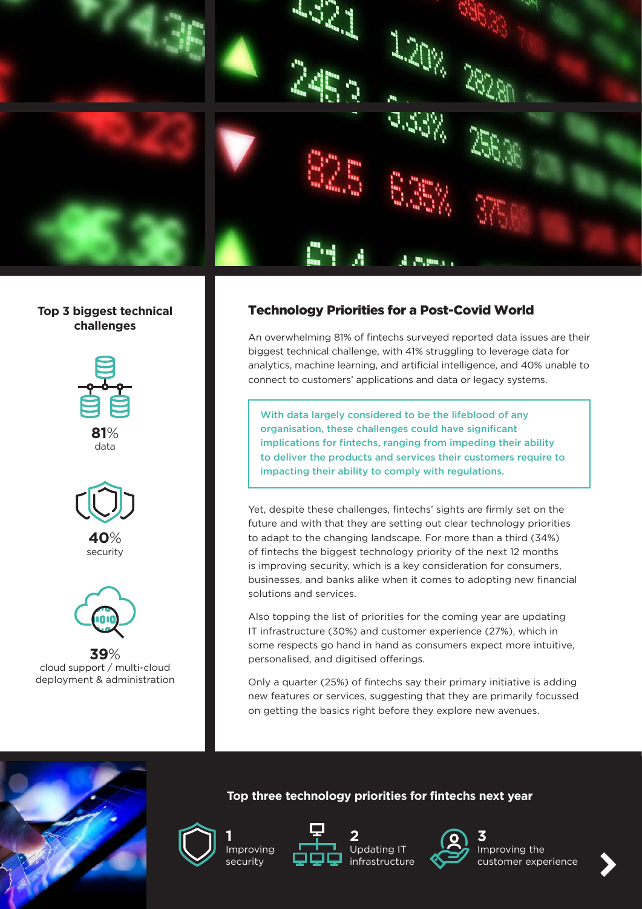## Top 3 biggest technical challenges

**81%**
data

**40%**
security

**39%**
cloud support / multi-cloud deployment & administration

## Technology Priorities for a Post-Covid World

An overwhelming 81% of fintechs surveyed reported data issues are their biggest technical challenge, with 41% struggling to leverage data for analytics, machine learning, and artificial intelligence, and 40% unable to connect to customers' applications and data or legacy systems.

> With data largely considered to be the lifeblood of any organisation, these challenges could have significant implications for fintechs, ranging from impeding their ability to deliver the products and services their customers require to impacting their ability to comply with regulations.

Yet, despite these challenges, fintechs' sights are firmly set on the future and with that they are setting out clear technology priorities to adapt to the changing landscape. For more than a third (34%) of fintechs the biggest technology priority of the next 12 months is improving security, which is a key consideration for consumers, businesses, and banks alike when it comes to adopting new financial solutions and services.

Also topping the list of priorities for the coming year are updating IT infrastructure (30%) and customer experience (27%), which in some respects go hand in hand as consumers expect more intuitive, personalised, and digitised offerings.

Only a quarter (25%) of fintechs say their primary initiative is adding new features or services, suggesting that they are primarily focussed on getting the basics right before they explore new avenues.

### Top three technology priorities for fintechs next year

1. Improving security
2. Updating IT infrastructure
3. Improving the customer experience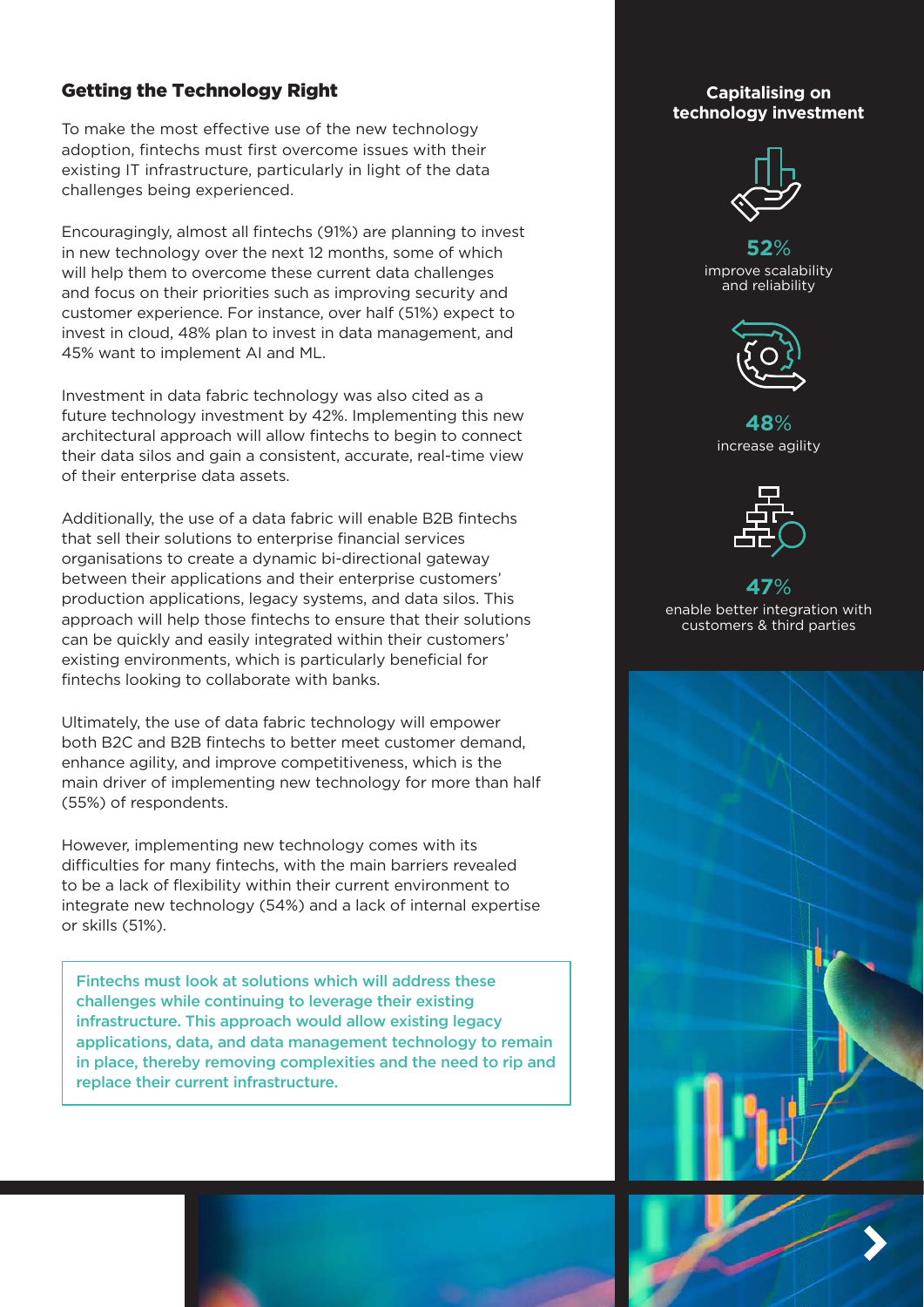## Getting the Technology Right

To make the most effective use of the new technology adoption, fintechs must first overcome issues with their existing IT infrastructure, particularly in light of the data challenges being experienced.

Encouragingly, almost all fintechs (91%) are planning to invest in new technology over the next 12 months, some of which will help them to overcome these current data challenges and focus on their priorities such as improving security and customer experience. For instance, over half (51%) expect to invest in cloud, 48% plan to invest in data management, and 45% want to implement AI and ML.

Investment in data fabric technology was also cited as a future technology investment by 42%. Implementing this new architectural approach will allow fintechs to begin to connect their data silos and gain a consistent, accurate, real-time view of their enterprise data assets.

Additionally, the use of a data fabric will enable B2B fintechs that sell their solutions to enterprise financial services organisations to create a dynamic bi-directional gateway between their applications and their enterprise customers' production applications, legacy systems, and data silos. This approach will help those fintechs to ensure that their solutions can be quickly and easily integrated within their customers' existing environments, which is particularly beneficial for fintechs looking to collaborate with banks.

Ultimately, the use of data fabric technology will empower both B2C and B2B fintechs to better meet customer demand, enhance agility, and improve competitiveness, which is the main driver of implementing new technology for more than half (55%) of respondents.

However, implementing new technology comes with its difficulties for many fintechs, with the main barriers revealed to be a lack of flexibility within their current environment to integrate new technology (54%) and a lack of internal expertise or skills (51%).

> **Fintechs must look at solutions which will address these challenges while continuing to leverage their existing infrastructure. This approach would allow existing legacy applications, data, and data management technology to remain in place, thereby removing complexities and the need to rip and replace their current infrastructure.**

### Capitalising on technology investment

**52%** improve scalability and reliability

**48%** increase agility

**47%** enable better integration with customers & third parties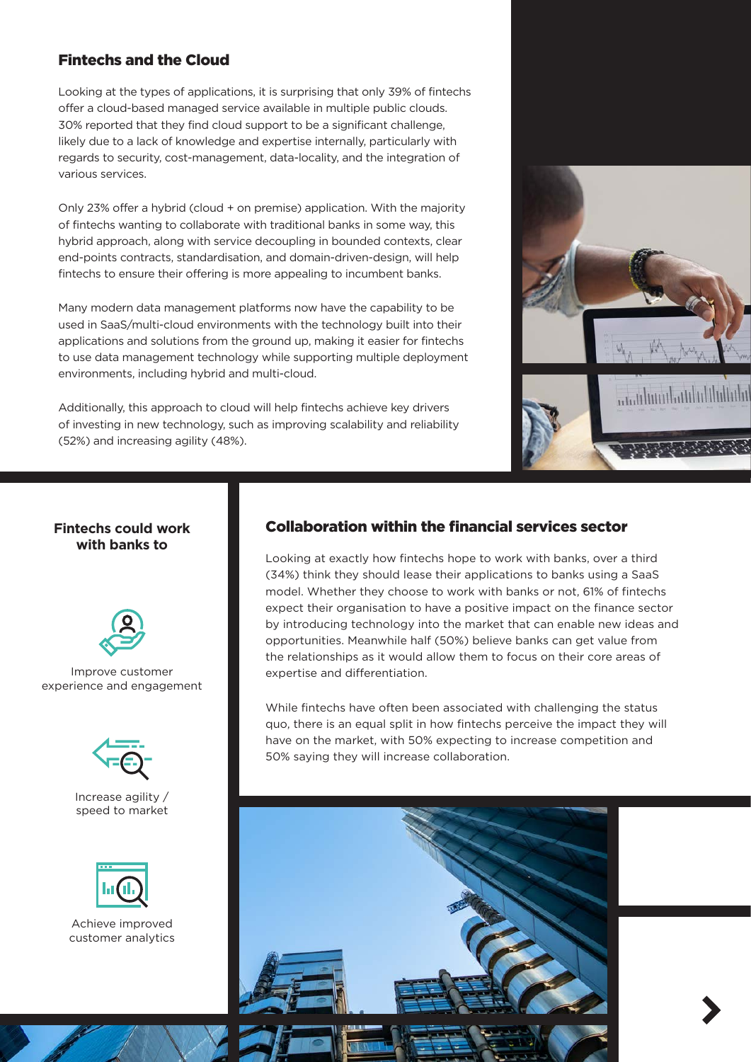## Fintechs and the Cloud

Looking at the types of applications, it is surprising that only 39% of fintechs offer a cloud-based managed service available in multiple public clouds. 30% reported that they find cloud support to be a significant challenge, likely due to a lack of knowledge and expertise internally, particularly with regards to security, cost-management, data-locality, and the integration of various services.

Only 23% offer a hybrid (cloud + on premise) application. With the majority of fintechs wanting to collaborate with traditional banks in some way, this hybrid approach, along with service decoupling in bounded contexts, clear end-points contracts, standardisation, and domain-driven-design, will help fintechs to ensure their offering is more appealing to incumbent banks.

Many modern data management platforms now have the capability to be used in SaaS/multi-cloud environments with the technology built into their applications and solutions from the ground up, making it easier for fintechs to use data management technology while supporting multiple deployment environments, including hybrid and multi-cloud.

Additionally, this approach to cloud will help fintechs achieve key drivers of investing in new technology, such as improving scalability and reliability (52%) and increasing agility (48%).

### Fintechs could work with banks to

- Improve customer experience and engagement
- Increase agility / speed to market
- Achieve improved customer analytics

## Collaboration within the financial services sector

Looking at exactly how fintechs hope to work with banks, over a third (34%) think they should lease their applications to banks using a SaaS model. Whether they choose to work with banks or not, 61% of fintechs expect their organisation to have a positive impact on the finance sector by introducing technology into the market that can enable new ideas and opportunities. Meanwhile half (50%) believe banks can get value from the relationships as it would allow them to focus on their core areas of expertise and differentiation.

While fintechs have often been associated with challenging the status quo, there is an equal split in how fintechs perceive the impact they will have on the market, with 50% expecting to increase competition and 50% saying they will increase collaboration.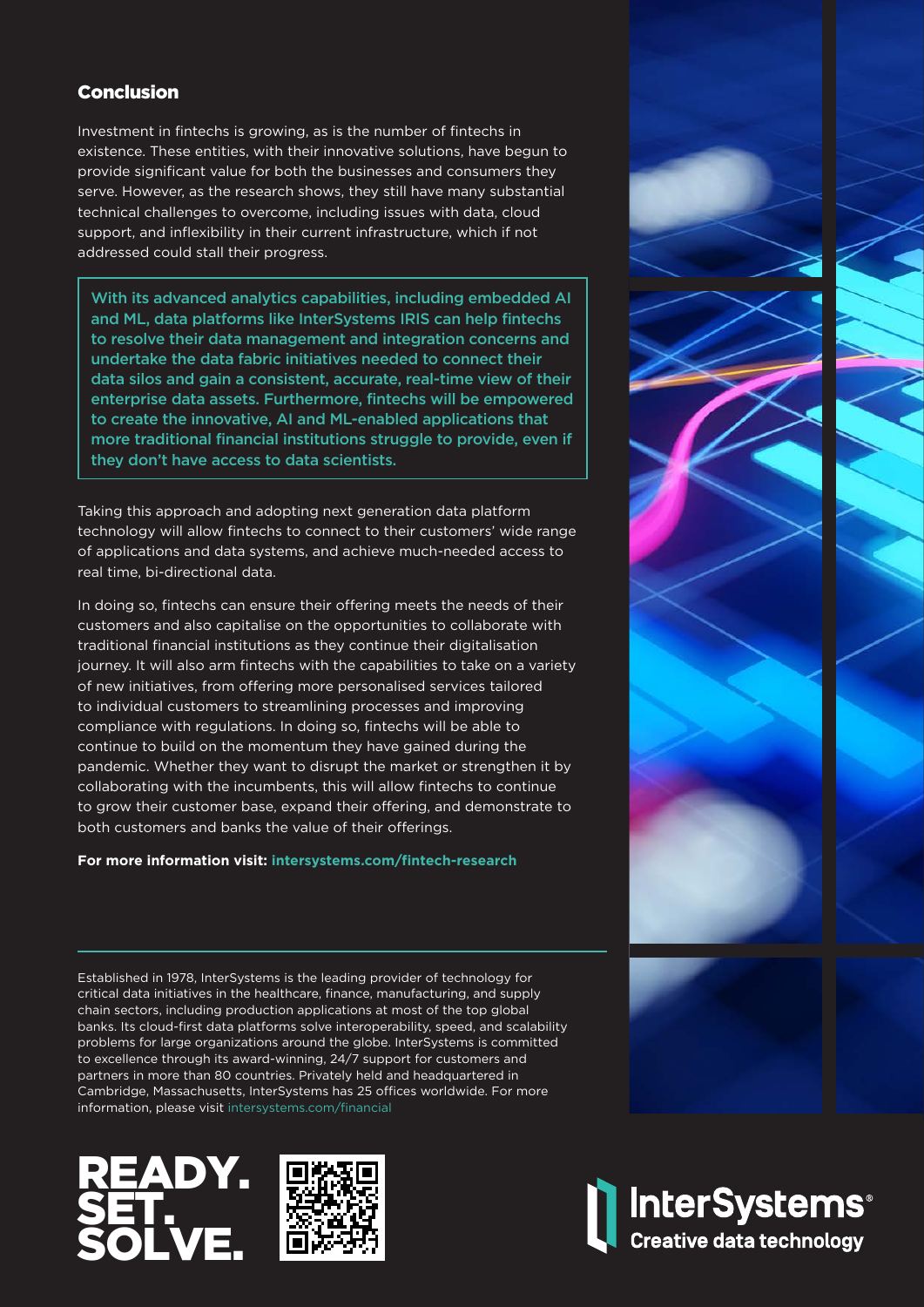## Conclusion

Investment in fintechs is growing, as is the number of fintechs in existence. These entities, with their innovative solutions, have begun to provide significant value for both the businesses and consumers they serve. However, as the research shows, they still have many substantial technical challenges to overcome, including issues with data, cloud support, and inflexibility in their current infrastructure, which if not addressed could stall their progress.

With its advanced analytics capabilities, including embedded AI and ML, data platforms like InterSystems IRIS can help fintechs to resolve their data management and integration concerns and undertake the data fabric initiatives needed to connect their data silos and gain a consistent, accurate, real-time view of their enterprise data assets. Furthermore, fintechs will be empowered to create the innovative, AI and ML-enabled applications that more traditional financial institutions struggle to provide, even if they don't have access to data scientists.

Taking this approach and adopting next generation data platform technology will allow fintechs to connect to their customers' wide range of applications and data systems, and achieve much-needed access to real time, bi-directional data.

In doing so, fintechs can ensure their offering meets the needs of their customers and also capitalise on the opportunities to collaborate with traditional financial institutions as they continue their digitalisation journey. It will also arm fintechs with the capabilities to take on a variety of new initiatives, from offering more personalised services tailored to individual customers to streamlining processes and improving compliance with regulations. In doing so, fintechs will be able to continue to build on the momentum they have gained during the pandemic. Whether they want to disrupt the market or strengthen it by collaborating with the incumbents, this will allow fintechs to continue to grow their customer base, expand their offering, and demonstrate to both customers and banks the value of their offerings.

**For more information visit: intersystems.com/fintech-research**

Established in 1978, InterSystems is the leading provider of technology for critical data initiatives in the healthcare, finance, manufacturing, and supply chain sectors, including production applications at most of the top global banks. Its cloud-first data platforms solve interoperability, speed, and scalability problems for large organizations around the globe. InterSystems is committed to excellence through its award-winning, 24/7 support for customers and partners in more than 80 countries. Privately held and headquartered in Cambridge, Massachusetts, InterSystems has 25 offices worldwide. For more information, please visit intersystems.com/financial

READY.
SET.
SOLVE.

InterSystems®
Creative data technology